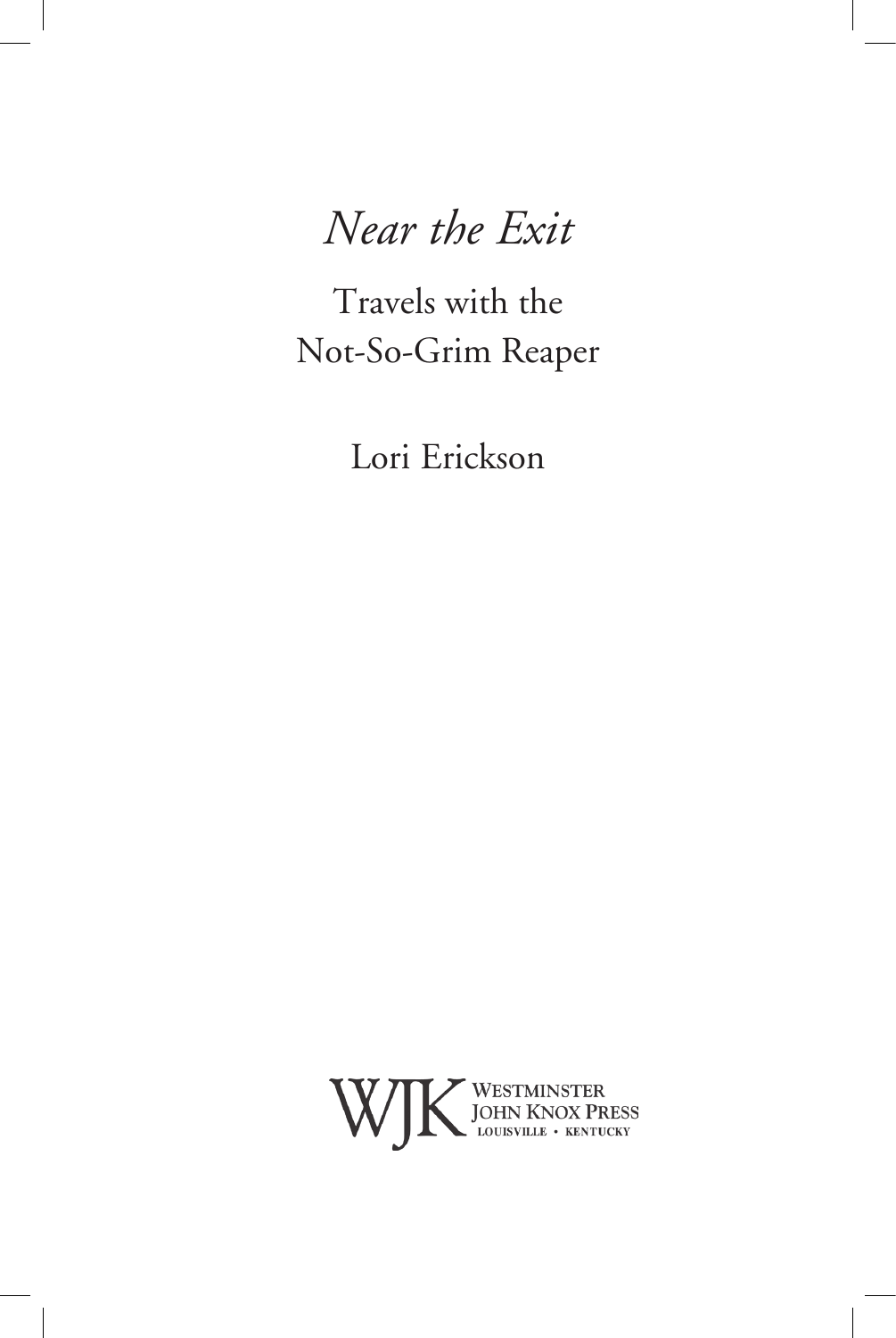# *Near the Exit*

## Travels with the Not-So-Grim Reaper

Lori Erickson

WJK WESTMINSTER JOHN KNOX PRESS
LOUISVILLE • KENTUCKY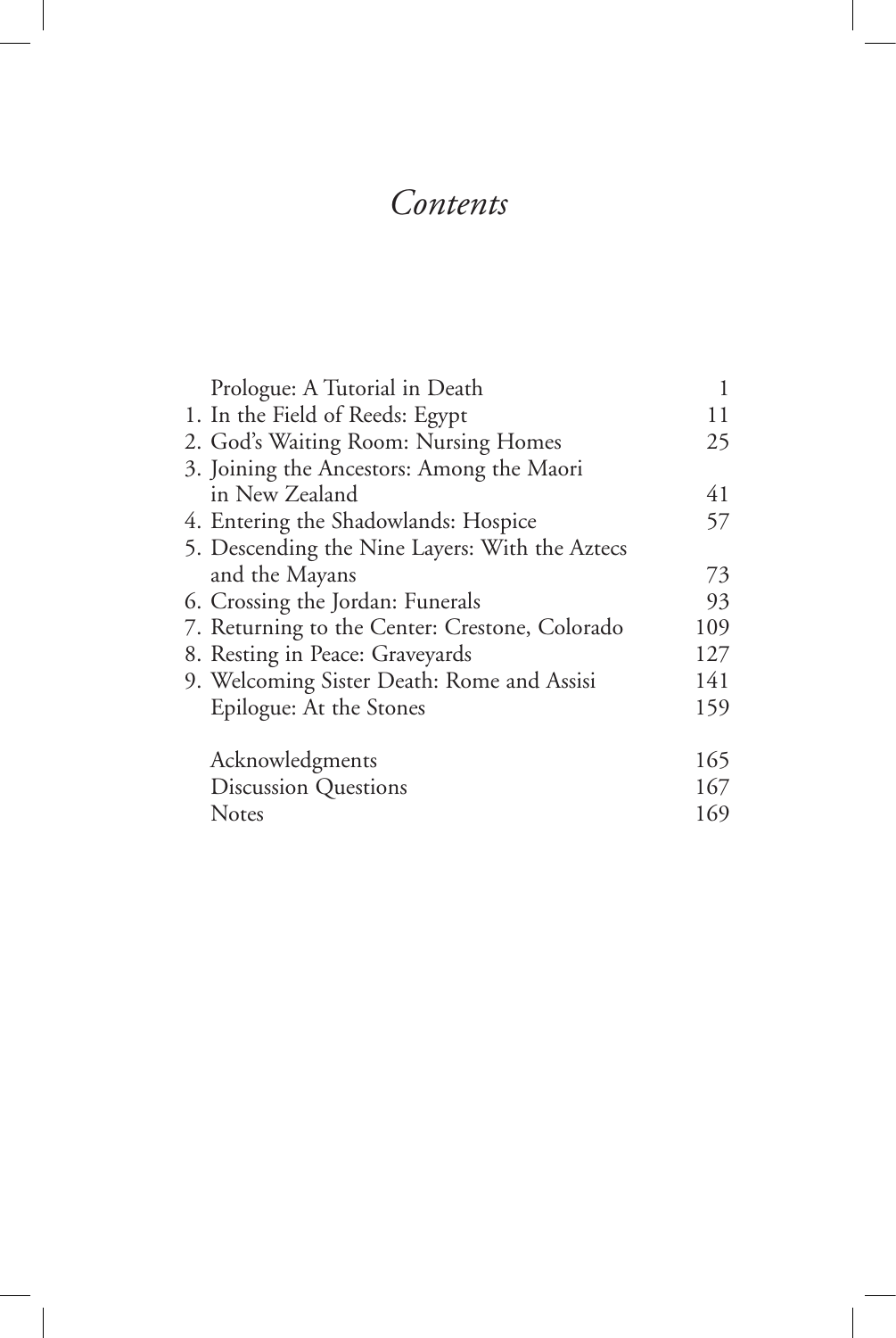# *Contents*

| | |
|---|---|
| Prologue: A Tutorial in Death | 1 |
| 1. In the Field of Reeds: Egypt | 11 |
| 2. God's Waiting Room: Nursing Homes | 25 |
| 3. Joining the Ancestors: Among the Maori in New Zealand | 41 |
| 4. Entering the Shadowlands: Hospice | 57 |
| 5. Descending the Nine Layers: With the Aztecs and the Mayans | 73 |
| 6. Crossing the Jordan: Funerals | 93 |
| 7. Returning to the Center: Crestone, Colorado | 109 |
| 8. Resting in Peace: Graveyards | 127 |
| 9. Welcoming Sister Death: Rome and Assisi | 141 |
| Epilogue: At the Stones | 159 |
| Acknowledgments | 165 |
| Discussion Questions | 167 |
| Notes | 169 |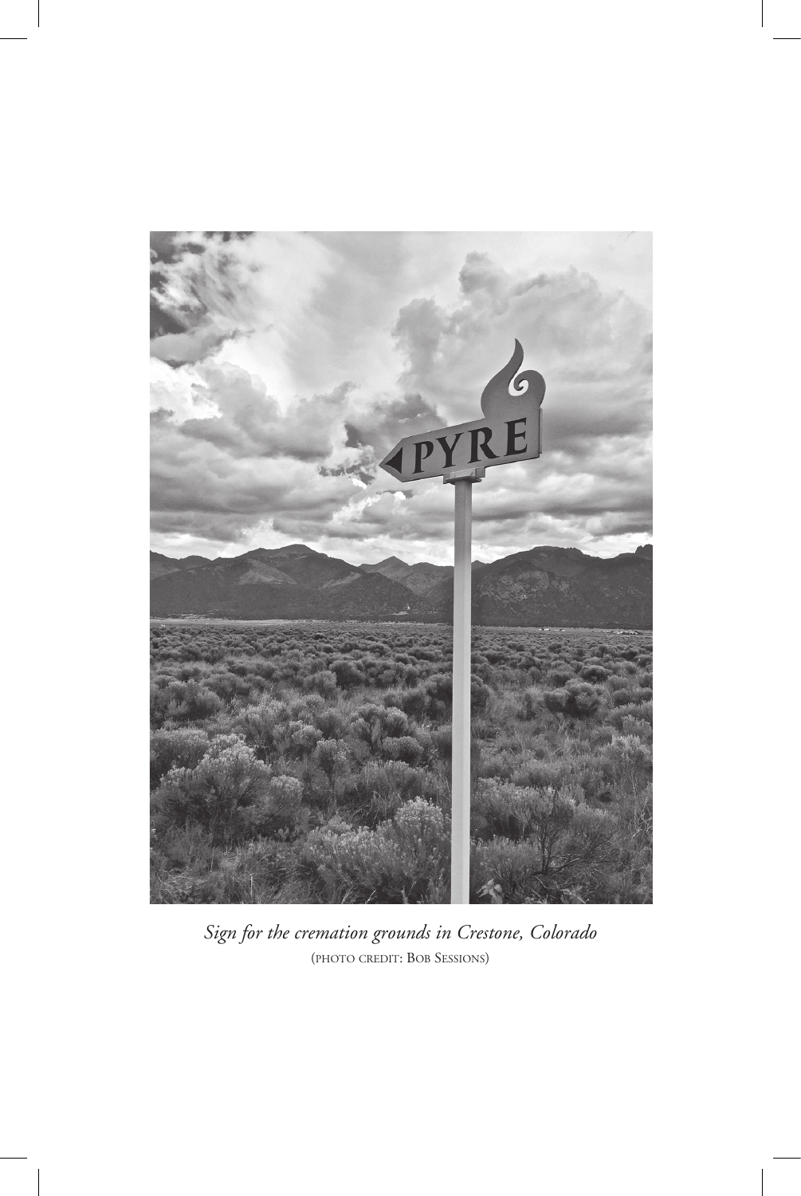*Sign for the cremation grounds in Crestone, Colorado*
(PHOTO CREDIT: BOB SESSIONS)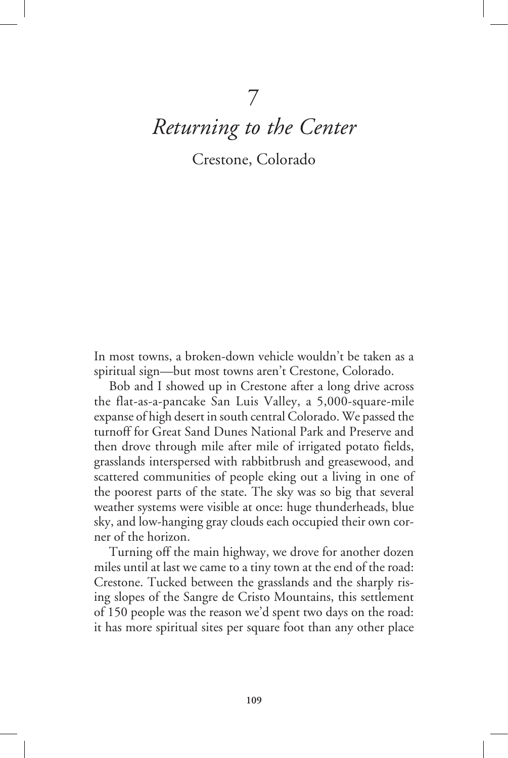# 7

# *Returning to the Center*

## Crestone, Colorado

In most towns, a broken-down vehicle wouldn't be taken as a spiritual sign—but most towns aren't Crestone, Colorado.

Bob and I showed up in Crestone after a long drive across the flat-as-a-pancake San Luis Valley, a 5,000-square-mile expanse of high desert in south central Colorado. We passed the turnoff for Great Sand Dunes National Park and Preserve and then drove through mile after mile of irrigated potato fields, grasslands interspersed with rabbitbrush and greasewood, and scattered communities of people eking out a living in one of the poorest parts of the state. The sky was so big that several weather systems were visible at once: huge thunderheads, blue sky, and low-hanging gray clouds each occupied their own corner of the horizon.

Turning off the main highway, we drove for another dozen miles until at last we came to a tiny town at the end of the road: Crestone. Tucked between the grasslands and the sharply rising slopes of the Sangre de Cristo Mountains, this settlement of 150 people was the reason we'd spent two days on the road: it has more spiritual sites per square foot than any other place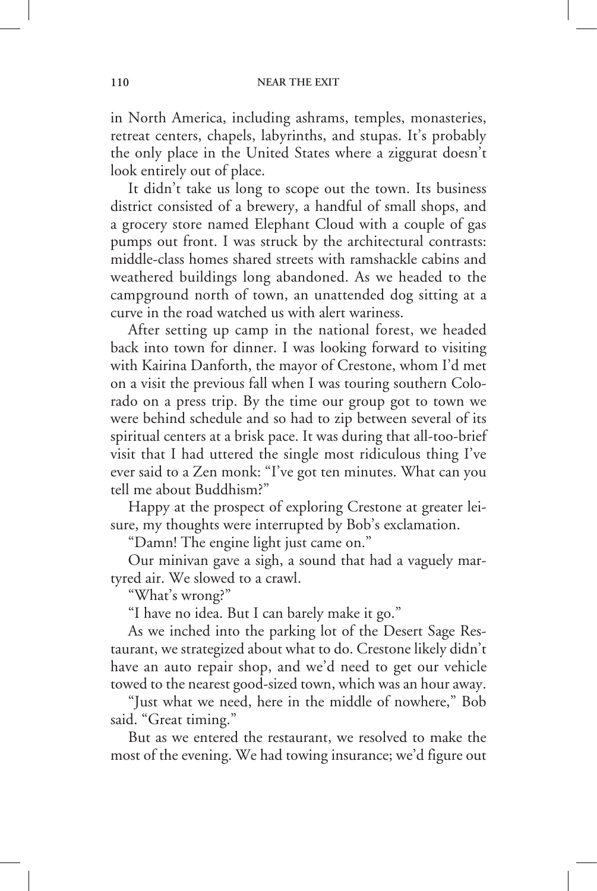in North America, including ashrams, temples, monasteries, retreat centers, chapels, labyrinths, and stupas. It's probably the only place in the United States where a ziggurat doesn't look entirely out of place.

It didn't take us long to scope out the town. Its business district consisted of a brewery, a handful of small shops, and a grocery store named Elephant Cloud with a couple of gas pumps out front. I was struck by the architectural contrasts: middle-class homes shared streets with ramshackle cabins and weathered buildings long abandoned. As we headed to the campground north of town, an unattended dog sitting at a curve in the road watched us with alert wariness.

After setting up camp in the national forest, we headed back into town for dinner. I was looking forward to visiting with Kairina Danforth, the mayor of Crestone, whom I'd met on a visit the previous fall when I was touring southern Colorado on a press trip. By the time our group got to town we were behind schedule and so had to zip between several of its spiritual centers at a brisk pace. It was during that all-too-brief visit that I had uttered the single most ridiculous thing I've ever said to a Zen monk: "I've got ten minutes. What can you tell me about Buddhism?"

Happy at the prospect of exploring Crestone at greater leisure, my thoughts were interrupted by Bob's exclamation.

"Damn! The engine light just came on."

Our minivan gave a sigh, a sound that had a vaguely martyred air. We slowed to a crawl.

"What's wrong?"

"I have no idea. But I can barely make it go."

As we inched into the parking lot of the Desert Sage Restaurant, we strategized about what to do. Crestone likely didn't have an auto repair shop, and we'd need to get our vehicle towed to the nearest good-sized town, which was an hour away.

"Just what we need, here in the middle of nowhere," Bob said. "Great timing."

But as we entered the restaurant, we resolved to make the most of the evening. We had towing insurance; we'd figure out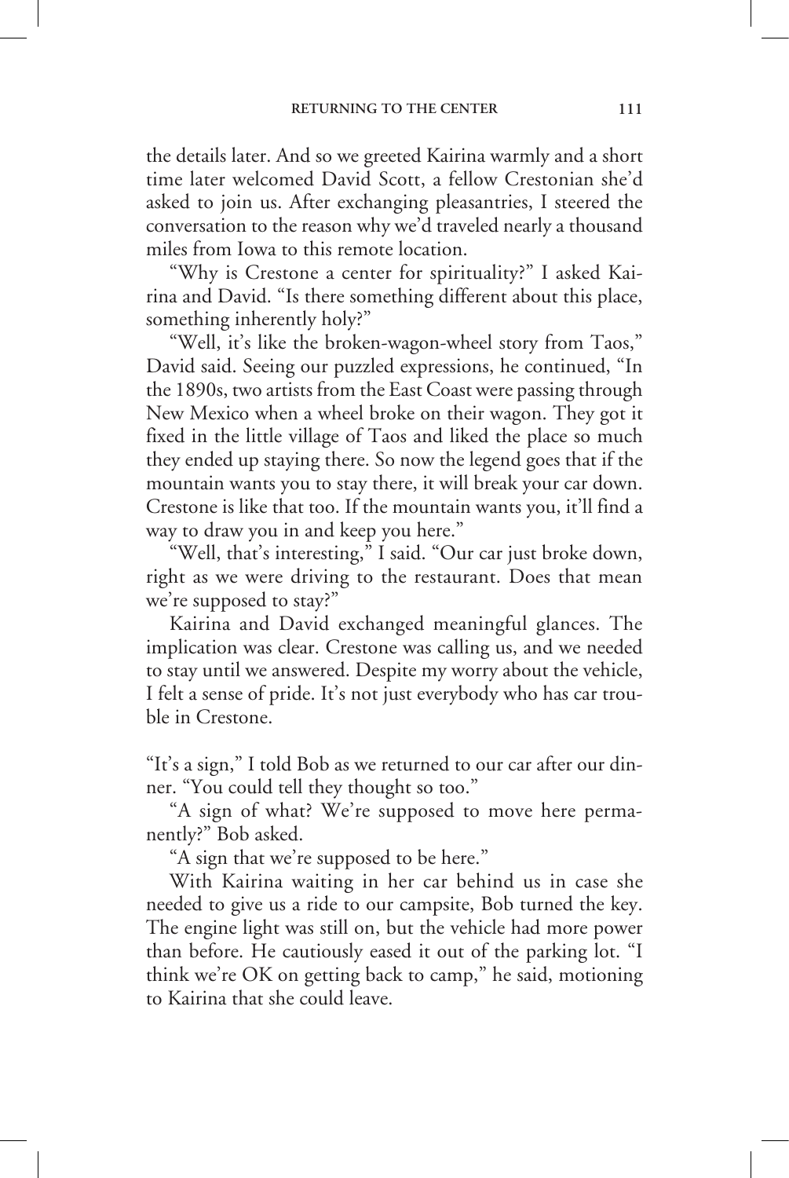the details later. And so we greeted Kairina warmly and a short time later welcomed David Scott, a fellow Crestonian she'd asked to join us. After exchanging pleasantries, I steered the conversation to the reason why we'd traveled nearly a thousand miles from Iowa to this remote location.

"Why is Crestone a center for spirituality?" I asked Kairina and David. "Is there something different about this place, something inherently holy?"

"Well, it's like the broken-wagon-wheel story from Taos," David said. Seeing our puzzled expressions, he continued, "In the 1890s, two artists from the East Coast were passing through New Mexico when a wheel broke on their wagon. They got it fixed in the little village of Taos and liked the place so much they ended up staying there. So now the legend goes that if the mountain wants you to stay there, it will break your car down. Crestone is like that too. If the mountain wants you, it'll find a way to draw you in and keep you here."

"Well, that's interesting," I said. "Our car just broke down, right as we were driving to the restaurant. Does that mean we're supposed to stay?"

Kairina and David exchanged meaningful glances. The implication was clear. Crestone was calling us, and we needed to stay until we answered. Despite my worry about the vehicle, I felt a sense of pride. It's not just everybody who has car trouble in Crestone.

"It's a sign," I told Bob as we returned to our car after our dinner. "You could tell they thought so too."

"A sign of what? We're supposed to move here permanently?" Bob asked.

"A sign that we're supposed to be here."

With Kairina waiting in her car behind us in case she needed to give us a ride to our campsite, Bob turned the key. The engine light was still on, but the vehicle had more power than before. He cautiously eased it out of the parking lot. "I think we're OK on getting back to camp," he said, motioning to Kairina that she could leave.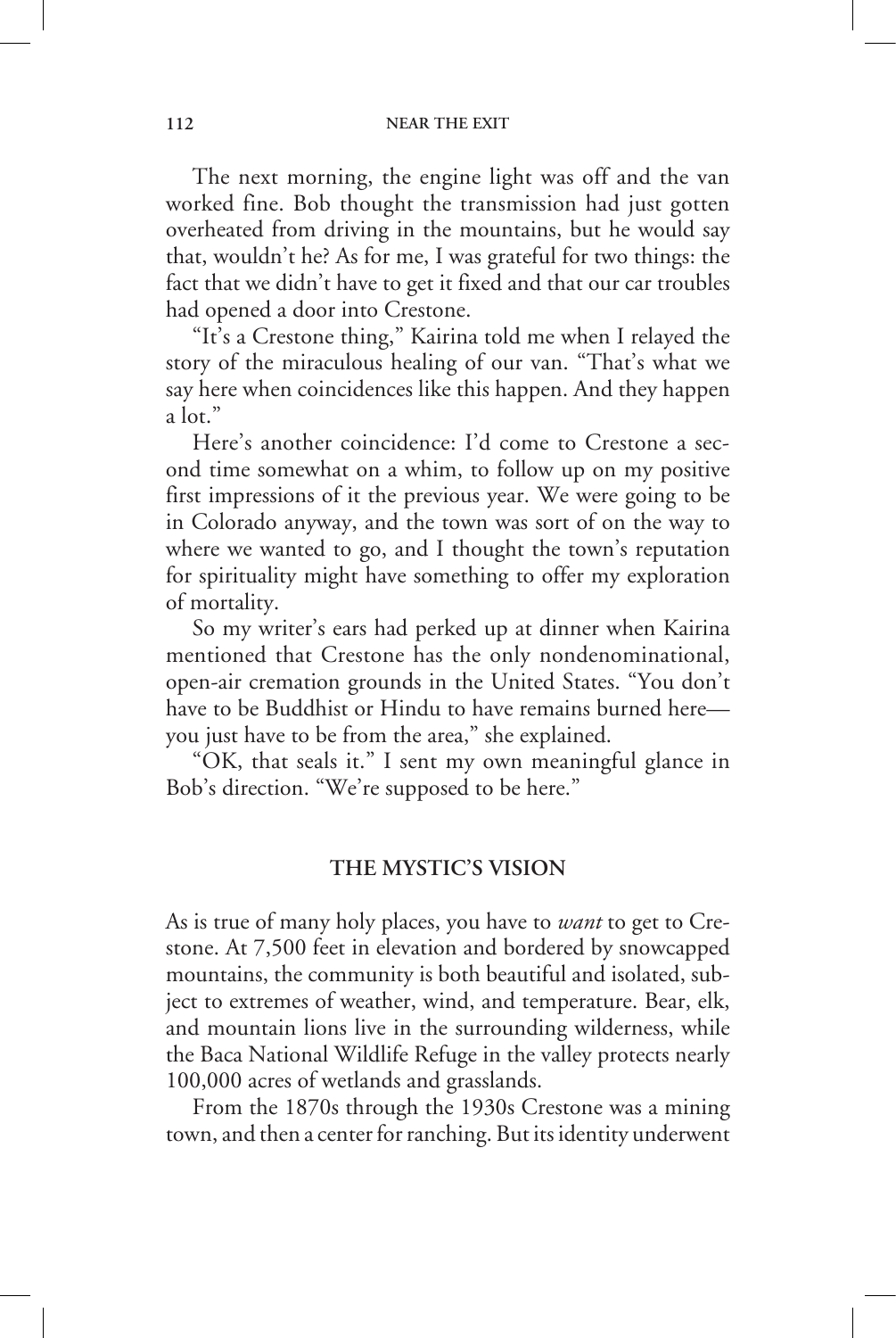The next morning, the engine light was off and the van worked fine. Bob thought the transmission had just gotten overheated from driving in the mountains, but he would say that, wouldn't he? As for me, I was grateful for two things: the fact that we didn't have to get it fixed and that our car troubles had opened a door into Crestone.

"It's a Crestone thing," Kairina told me when I relayed the story of the miraculous healing of our van. "That's what we say here when coincidences like this happen. And they happen a lot."

Here's another coincidence: I'd come to Crestone a second time somewhat on a whim, to follow up on my positive first impressions of it the previous year. We were going to be in Colorado anyway, and the town was sort of on the way to where we wanted to go, and I thought the town's reputation for spirituality might have something to offer my exploration of mortality.

So my writer's ears had perked up at dinner when Kairina mentioned that Crestone has the only nondenominational, open-air cremation grounds in the United States. "You don't have to be Buddhist or Hindu to have remains burned here—you just have to be from the area," she explained.

"OK, that seals it." I sent my own meaningful glance in Bob's direction. "We're supposed to be here."

## THE MYSTIC'S VISION

As is true of many holy places, you have to *want* to get to Crestone. At 7,500 feet in elevation and bordered by snowcapped mountains, the community is both beautiful and isolated, subject to extremes of weather, wind, and temperature. Bear, elk, and mountain lions live in the surrounding wilderness, while the Baca National Wildlife Refuge in the valley protects nearly 100,000 acres of wetlands and grasslands.

From the 1870s through the 1930s Crestone was a mining town, and then a center for ranching. But its identity underwent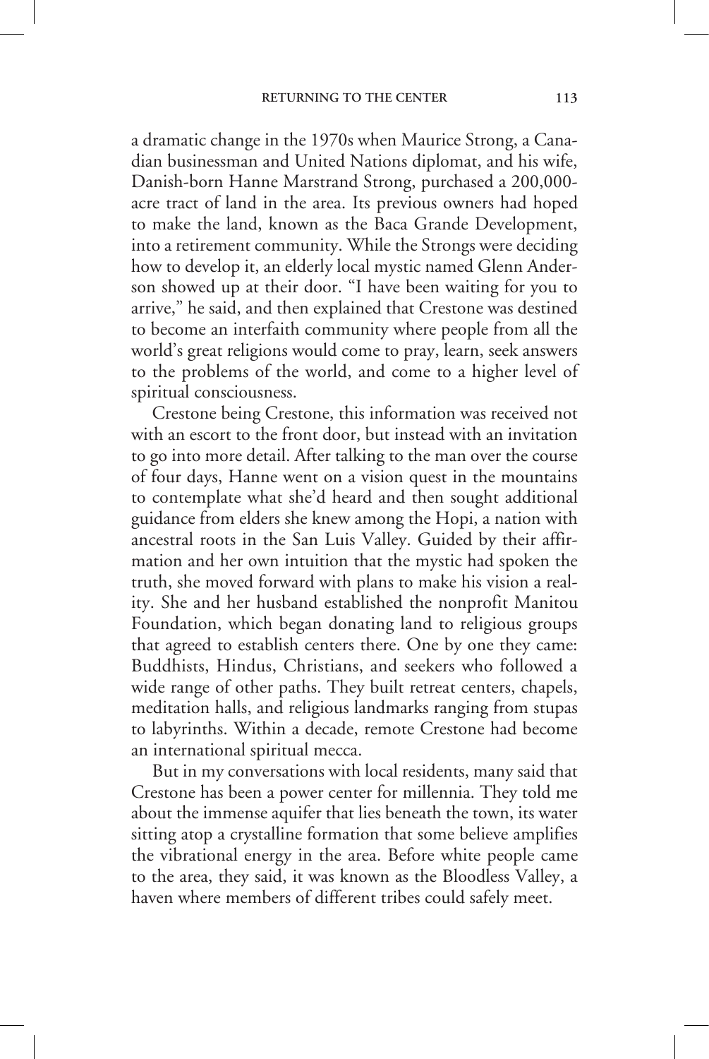a dramatic change in the 1970s when Maurice Strong, a Canadian businessman and United Nations diplomat, and his wife, Danish-born Hanne Marstrand Strong, purchased a 200,000-acre tract of land in the area. Its previous owners had hoped to make the land, known as the Baca Grande Development, into a retirement community. While the Strongs were deciding how to develop it, an elderly local mystic named Glenn Anderson showed up at their door. "I have been waiting for you to arrive," he said, and then explained that Crestone was destined to become an interfaith community where people from all the world's great religions would come to pray, learn, seek answers to the problems of the world, and come to a higher level of spiritual consciousness.

Crestone being Crestone, this information was received not with an escort to the front door, but instead with an invitation to go into more detail. After talking to the man over the course of four days, Hanne went on a vision quest in the mountains to contemplate what she'd heard and then sought additional guidance from elders she knew among the Hopi, a nation with ancestral roots in the San Luis Valley. Guided by their affirmation and her own intuition that the mystic had spoken the truth, she moved forward with plans to make his vision a reality. She and her husband established the nonprofit Manitou Foundation, which began donating land to religious groups that agreed to establish centers there. One by one they came: Buddhists, Hindus, Christians, and seekers who followed a wide range of other paths. They built retreat centers, chapels, meditation halls, and religious landmarks ranging from stupas to labyrinths. Within a decade, remote Crestone had become an international spiritual mecca.

But in my conversations with local residents, many said that Crestone has been a power center for millennia. They told me about the immense aquifer that lies beneath the town, its water sitting atop a crystalline formation that some believe amplifies the vibrational energy in the area. Before white people came to the area, they said, it was known as the Bloodless Valley, a haven where members of different tribes could safely meet.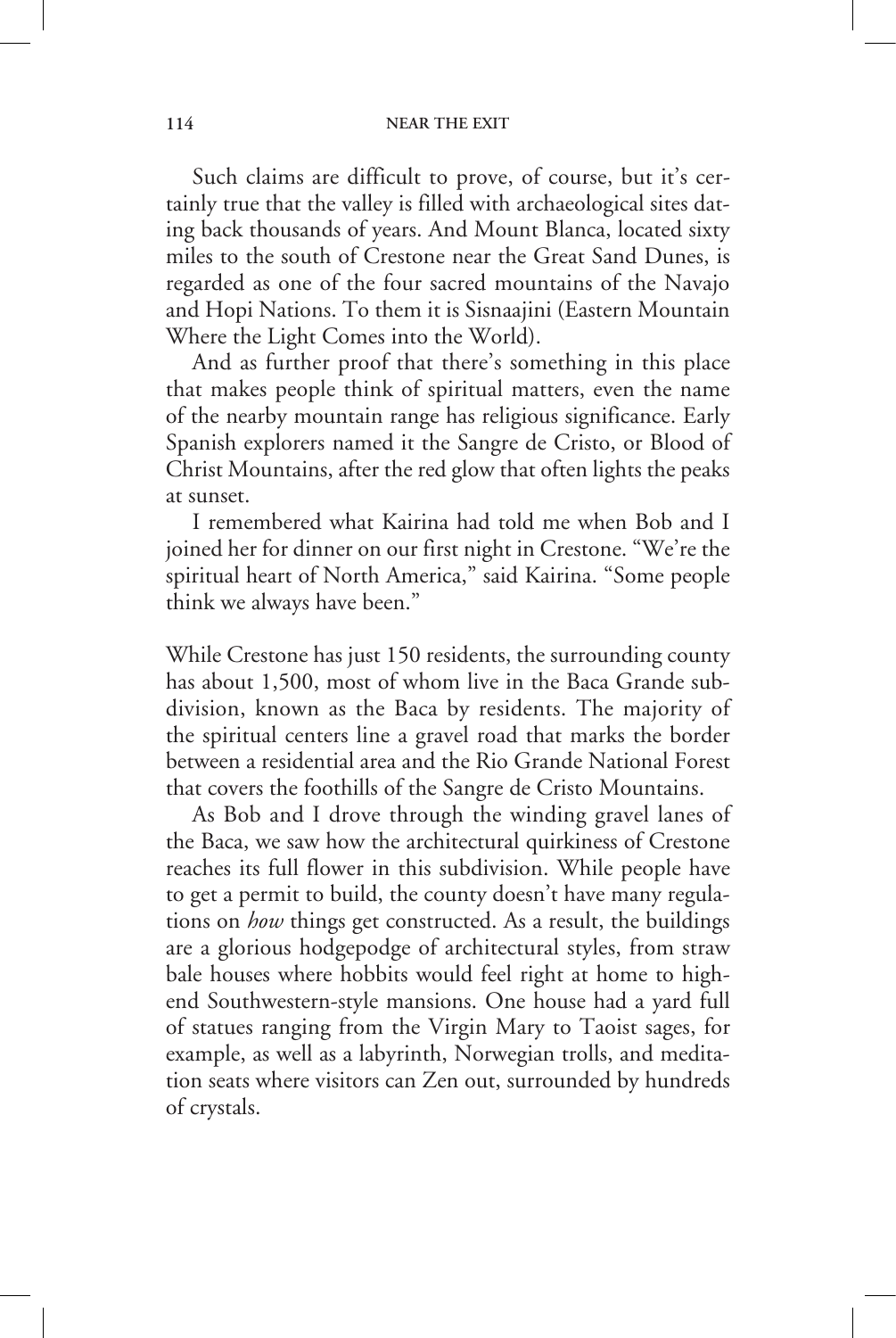Such claims are difficult to prove, of course, but it's certainly true that the valley is filled with archaeological sites dating back thousands of years. And Mount Blanca, located sixty miles to the south of Crestone near the Great Sand Dunes, is regarded as one of the four sacred mountains of the Navajo and Hopi Nations. To them it is Sisnaajini (Eastern Mountain Where the Light Comes into the World).

And as further proof that there's something in this place that makes people think of spiritual matters, even the name of the nearby mountain range has religious significance. Early Spanish explorers named it the Sangre de Cristo, or Blood of Christ Mountains, after the red glow that often lights the peaks at sunset.

I remembered what Kairina had told me when Bob and I joined her for dinner on our first night in Crestone. "We're the spiritual heart of North America," said Kairina. "Some people think we always have been."

While Crestone has just 150 residents, the surrounding county has about 1,500, most of whom live in the Baca Grande subdivision, known as the Baca by residents. The majority of the spiritual centers line a gravel road that marks the border between a residential area and the Rio Grande National Forest that covers the foothills of the Sangre de Cristo Mountains.

As Bob and I drove through the winding gravel lanes of the Baca, we saw how the architectural quirkiness of Crestone reaches its full flower in this subdivision. While people have to get a permit to build, the county doesn't have many regulations on *how* things get constructed. As a result, the buildings are a glorious hodgepodge of architectural styles, from straw bale houses where hobbits would feel right at home to high-end Southwestern-style mansions. One house had a yard full of statues ranging from the Virgin Mary to Taoist sages, for example, as well as a labyrinth, Norwegian trolls, and meditation seats where visitors can Zen out, surrounded by hundreds of crystals.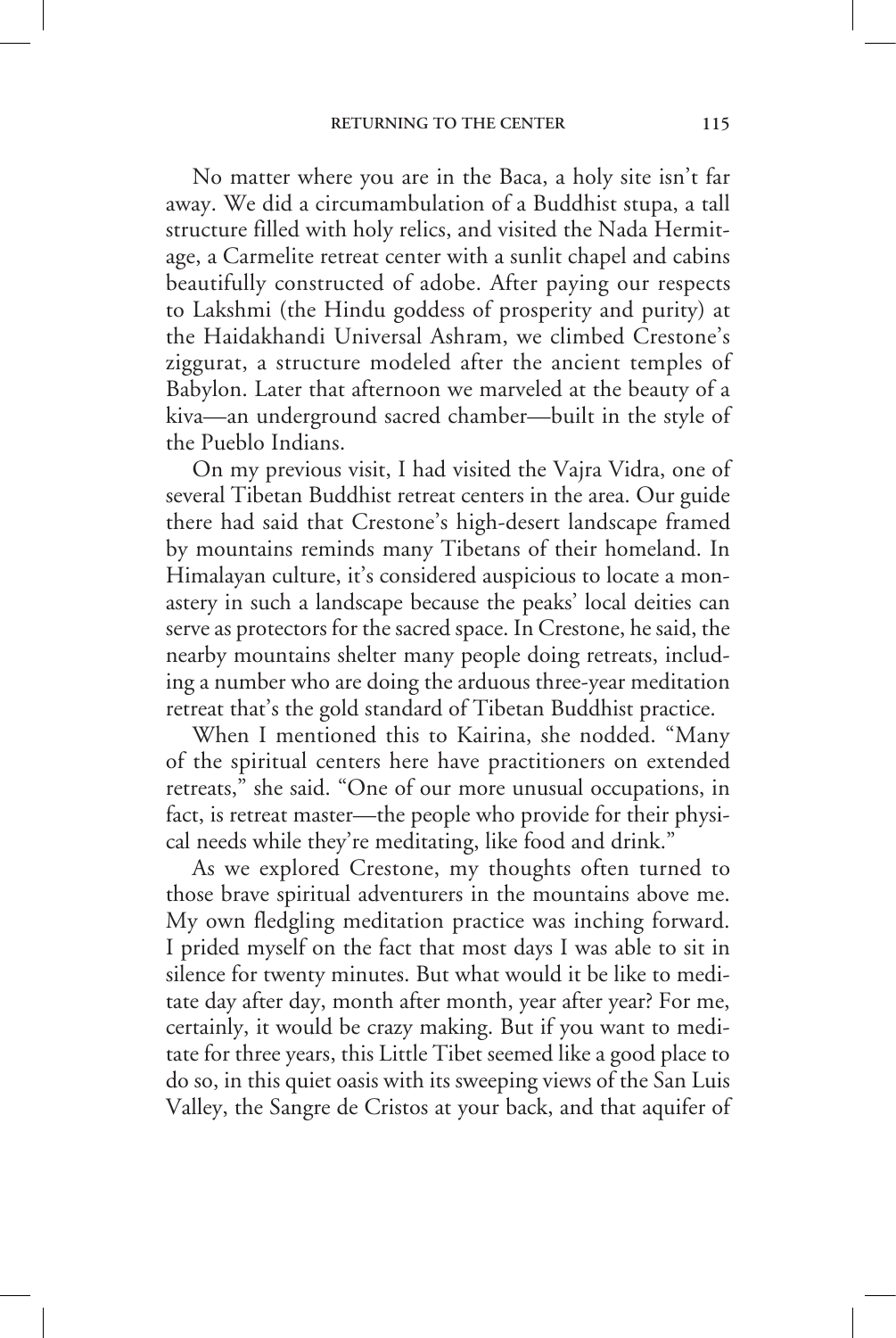No matter where you are in the Baca, a holy site isn't far away. We did a circumambulation of a Buddhist stupa, a tall structure filled with holy relics, and visited the Nada Hermitage, a Carmelite retreat center with a sunlit chapel and cabins beautifully constructed of adobe. After paying our respects to Lakshmi (the Hindu goddess of prosperity and purity) at the Haidakhandi Universal Ashram, we climbed Crestone's ziggurat, a structure modeled after the ancient temples of Babylon. Later that afternoon we marveled at the beauty of a kiva—an underground sacred chamber—built in the style of the Pueblo Indians.

On my previous visit, I had visited the Vajra Vidra, one of several Tibetan Buddhist retreat centers in the area. Our guide there had said that Crestone's high-desert landscape framed by mountains reminds many Tibetans of their homeland. In Himalayan culture, it's considered auspicious to locate a monastery in such a landscape because the peaks' local deities can serve as protectors for the sacred space. In Crestone, he said, the nearby mountains shelter many people doing retreats, including a number who are doing the arduous three-year meditation retreat that's the gold standard of Tibetan Buddhist practice.

When I mentioned this to Kairina, she nodded. "Many of the spiritual centers here have practitioners on extended retreats," she said. "One of our more unusual occupations, in fact, is retreat master—the people who provide for their physical needs while they're meditating, like food and drink."

As we explored Crestone, my thoughts often turned to those brave spiritual adventurers in the mountains above me. My own fledgling meditation practice was inching forward. I prided myself on the fact that most days I was able to sit in silence for twenty minutes. But what would it be like to meditate day after day, month after month, year after year? For me, certainly, it would be crazy making. But if you want to meditate for three years, this Little Tibet seemed like a good place to do so, in this quiet oasis with its sweeping views of the San Luis Valley, the Sangre de Cristos at your back, and that aquifer of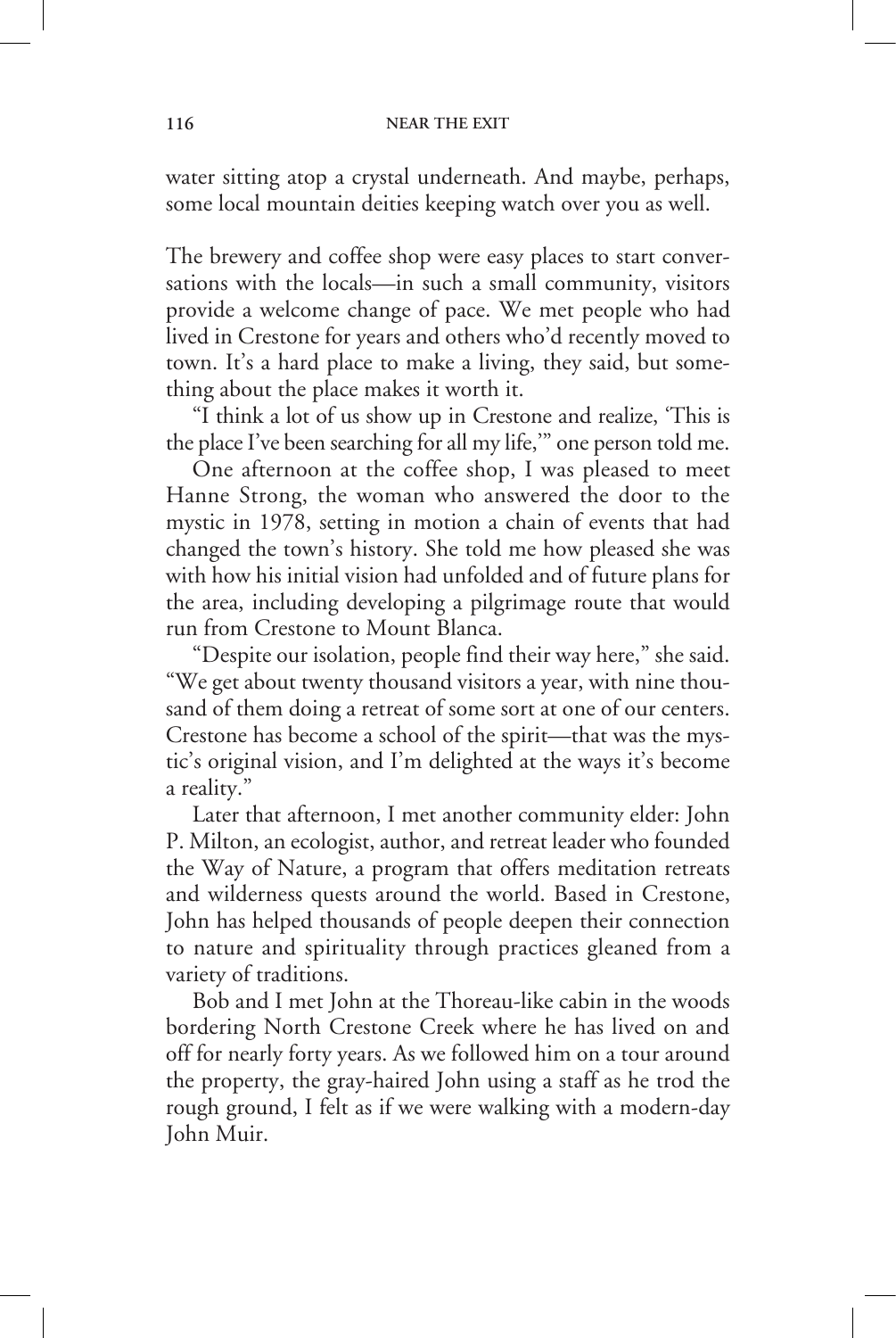water sitting atop a crystal underneath. And maybe, perhaps, some local mountain deities keeping watch over you as well.

The brewery and coffee shop were easy places to start conversations with the locals—in such a small community, visitors provide a welcome change of pace. We met people who had lived in Crestone for years and others who'd recently moved to town. It's a hard place to make a living, they said, but something about the place makes it worth it.

"I think a lot of us show up in Crestone and realize, 'This is the place I've been searching for all my life,'" one person told me.

One afternoon at the coffee shop, I was pleased to meet Hanne Strong, the woman who answered the door to the mystic in 1978, setting in motion a chain of events that had changed the town's history. She told me how pleased she was with how his initial vision had unfolded and of future plans for the area, including developing a pilgrimage route that would run from Crestone to Mount Blanca.

"Despite our isolation, people find their way here," she said. "We get about twenty thousand visitors a year, with nine thousand of them doing a retreat of some sort at one of our centers. Crestone has become a school of the spirit—that was the mystic's original vision, and I'm delighted at the ways it's become a reality."

Later that afternoon, I met another community elder: John P. Milton, an ecologist, author, and retreat leader who founded the Way of Nature, a program that offers meditation retreats and wilderness quests around the world. Based in Crestone, John has helped thousands of people deepen their connection to nature and spirituality through practices gleaned from a variety of traditions.

Bob and I met John at the Thoreau-like cabin in the woods bordering North Crestone Creek where he has lived on and off for nearly forty years. As we followed him on a tour around the property, the gray-haired John using a staff as he trod the rough ground, I felt as if we were walking with a modern-day John Muir.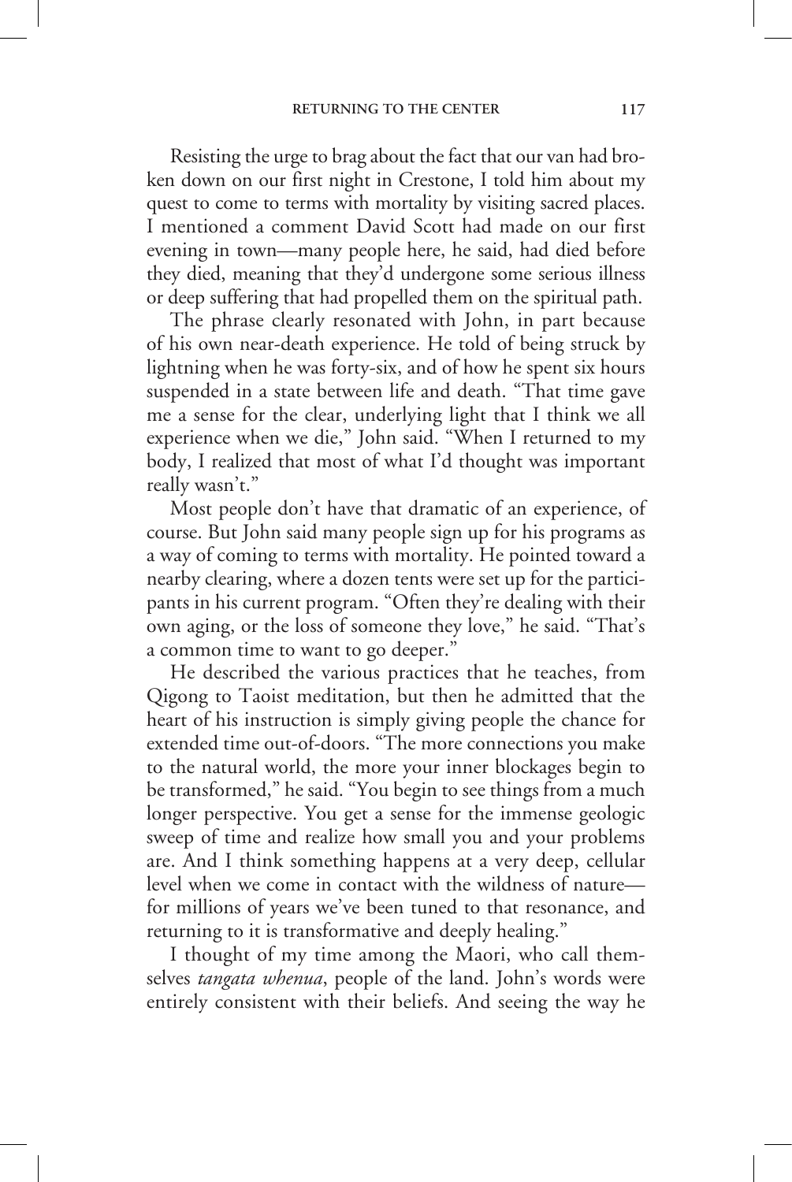Resisting the urge to brag about the fact that our van had broken down on our first night in Crestone, I told him about my quest to come to terms with mortality by visiting sacred places. I mentioned a comment David Scott had made on our first evening in town—many people here, he said, had died before they died, meaning that they'd undergone some serious illness or deep suffering that had propelled them on the spiritual path.

The phrase clearly resonated with John, in part because of his own near-death experience. He told of being struck by lightning when he was forty-six, and of how he spent six hours suspended in a state between life and death. "That time gave me a sense for the clear, underlying light that I think we all experience when we die," John said. "When I returned to my body, I realized that most of what I'd thought was important really wasn't."

Most people don't have that dramatic of an experience, of course. But John said many people sign up for his programs as a way of coming to terms with mortality. He pointed toward a nearby clearing, where a dozen tents were set up for the participants in his current program. "Often they're dealing with their own aging, or the loss of someone they love," he said. "That's a common time to want to go deeper."

He described the various practices that he teaches, from Qigong to Taoist meditation, but then he admitted that the heart of his instruction is simply giving people the chance for extended time out-of-doors. "The more connections you make to the natural world, the more your inner blockages begin to be transformed," he said. "You begin to see things from a much longer perspective. You get a sense for the immense geologic sweep of time and realize how small you and your problems are. And I think something happens at a very deep, cellular level when we come in contact with the wildness of nature—for millions of years we've been tuned to that resonance, and returning to it is transformative and deeply healing."

I thought of my time among the Maori, who call themselves *tangata whenua*, people of the land. John's words were entirely consistent with their beliefs. And seeing the way he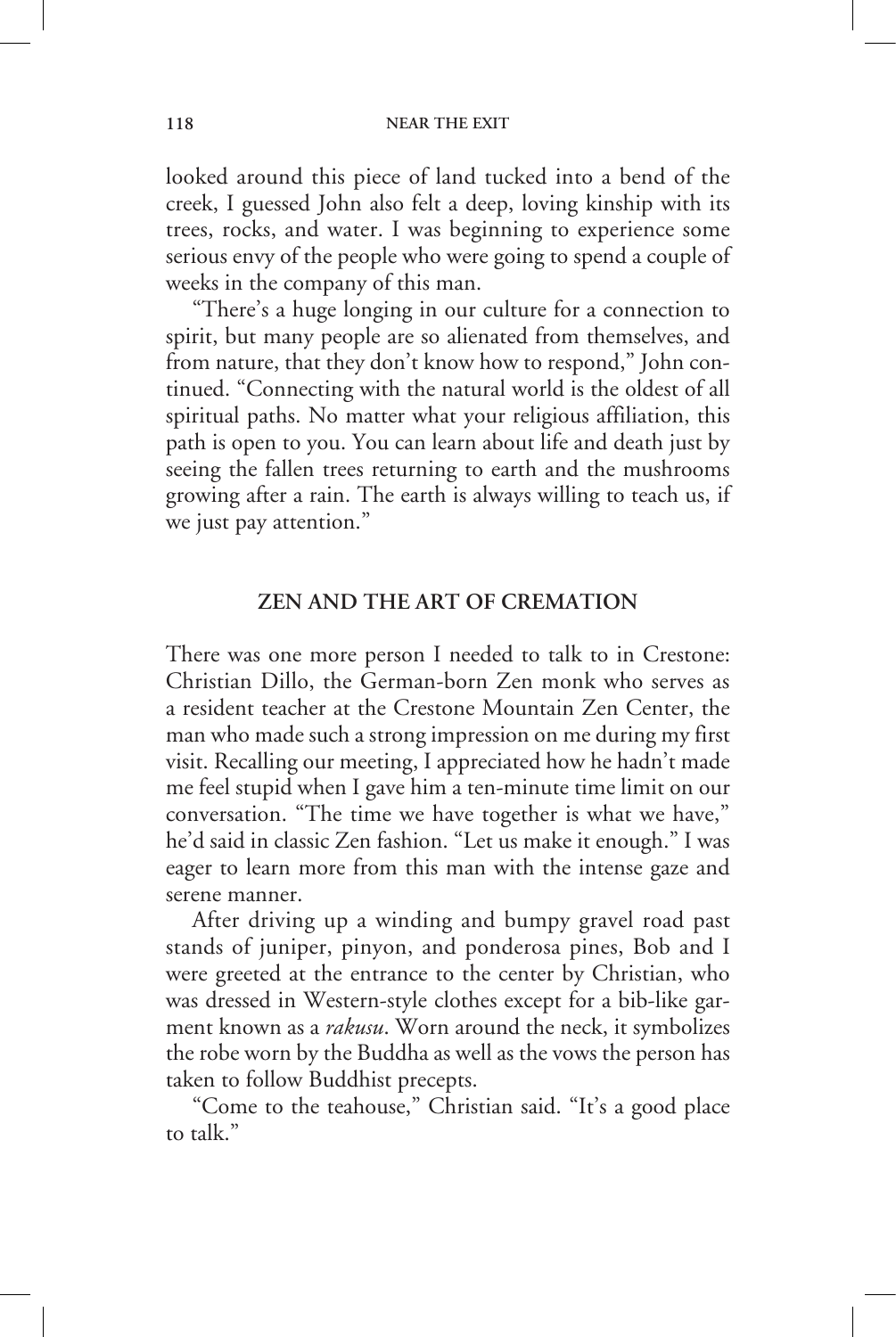looked around this piece of land tucked into a bend of the creek, I guessed John also felt a deep, loving kinship with its trees, rocks, and water. I was beginning to experience some serious envy of the people who were going to spend a couple of weeks in the company of this man.

"There's a huge longing in our culture for a connection to spirit, but many people are so alienated from themselves, and from nature, that they don't know how to respond," John continued. "Connecting with the natural world is the oldest of all spiritual paths. No matter what your religious affiliation, this path is open to you. You can learn about life and death just by seeing the fallen trees returning to earth and the mushrooms growing after a rain. The earth is always willing to teach us, if we just pay attention."

## ZEN AND THE ART OF CREMATION

There was one more person I needed to talk to in Crestone: Christian Dillo, the German-born Zen monk who serves as a resident teacher at the Crestone Mountain Zen Center, the man who made such a strong impression on me during my first visit. Recalling our meeting, I appreciated how he hadn't made me feel stupid when I gave him a ten-minute time limit on our conversation. "The time we have together is what we have," he'd said in classic Zen fashion. "Let us make it enough." I was eager to learn more from this man with the intense gaze and serene manner.

After driving up a winding and bumpy gravel road past stands of juniper, pinyon, and ponderosa pines, Bob and I were greeted at the entrance to the center by Christian, who was dressed in Western-style clothes except for a bib-like garment known as a *rakusu*. Worn around the neck, it symbolizes the robe worn by the Buddha as well as the vows the person has taken to follow Buddhist precepts.

"Come to the teahouse," Christian said. "It's a good place to talk."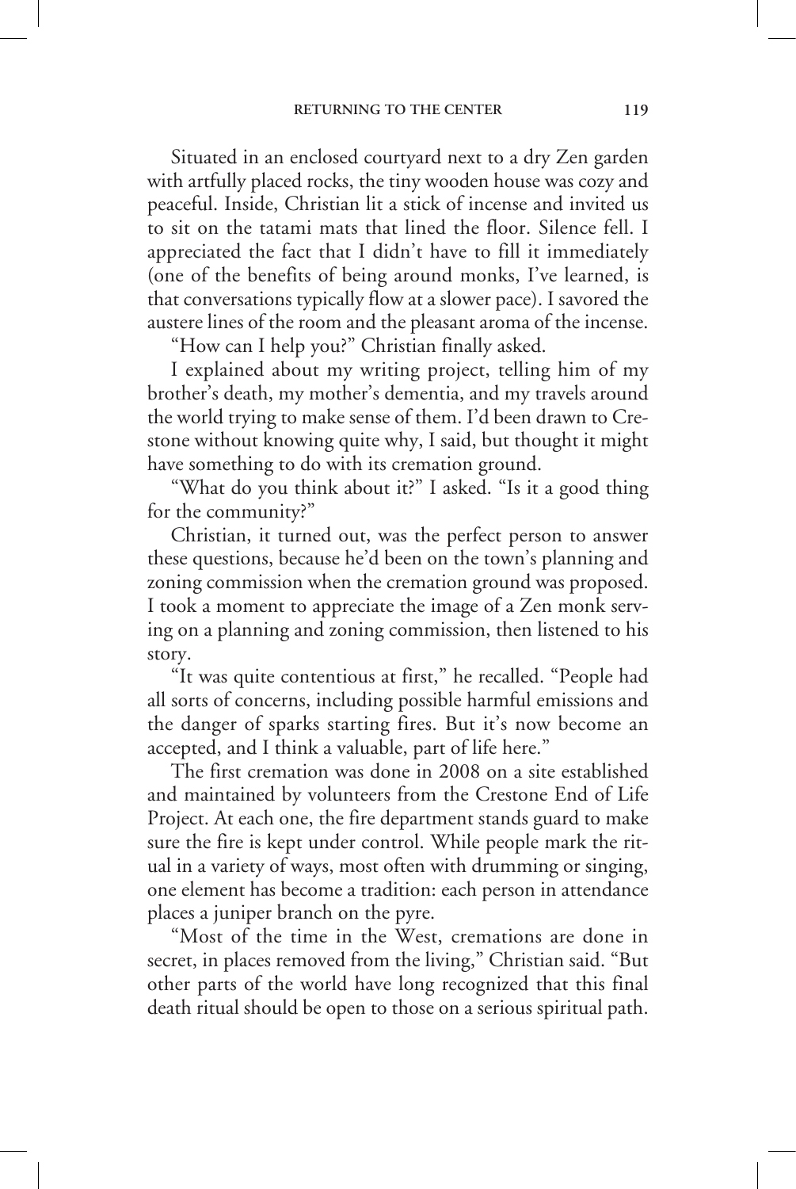Situated in an enclosed courtyard next to a dry Zen garden with artfully placed rocks, the tiny wooden house was cozy and peaceful. Inside, Christian lit a stick of incense and invited us to sit on the tatami mats that lined the floor. Silence fell. I appreciated the fact that I didn't have to fill it immediately (one of the benefits of being around monks, I've learned, is that conversations typically flow at a slower pace). I savored the austere lines of the room and the pleasant aroma of the incense.

"How can I help you?" Christian finally asked.

I explained about my writing project, telling him of my brother's death, my mother's dementia, and my travels around the world trying to make sense of them. I'd been drawn to Crestone without knowing quite why, I said, but thought it might have something to do with its cremation ground.

"What do you think about it?" I asked. "Is it a good thing for the community?"

Christian, it turned out, was the perfect person to answer these questions, because he'd been on the town's planning and zoning commission when the cremation ground was proposed. I took a moment to appreciate the image of a Zen monk serving on a planning and zoning commission, then listened to his story.

"It was quite contentious at first," he recalled. "People had all sorts of concerns, including possible harmful emissions and the danger of sparks starting fires. But it's now become an accepted, and I think a valuable, part of life here."

The first cremation was done in 2008 on a site established and maintained by volunteers from the Crestone End of Life Project. At each one, the fire department stands guard to make sure the fire is kept under control. While people mark the ritual in a variety of ways, most often with drumming or singing, one element has become a tradition: each person in attendance places a juniper branch on the pyre.

"Most of the time in the West, cremations are done in secret, in places removed from the living," Christian said. "But other parts of the world have long recognized that this final death ritual should be open to those on a serious spiritual path.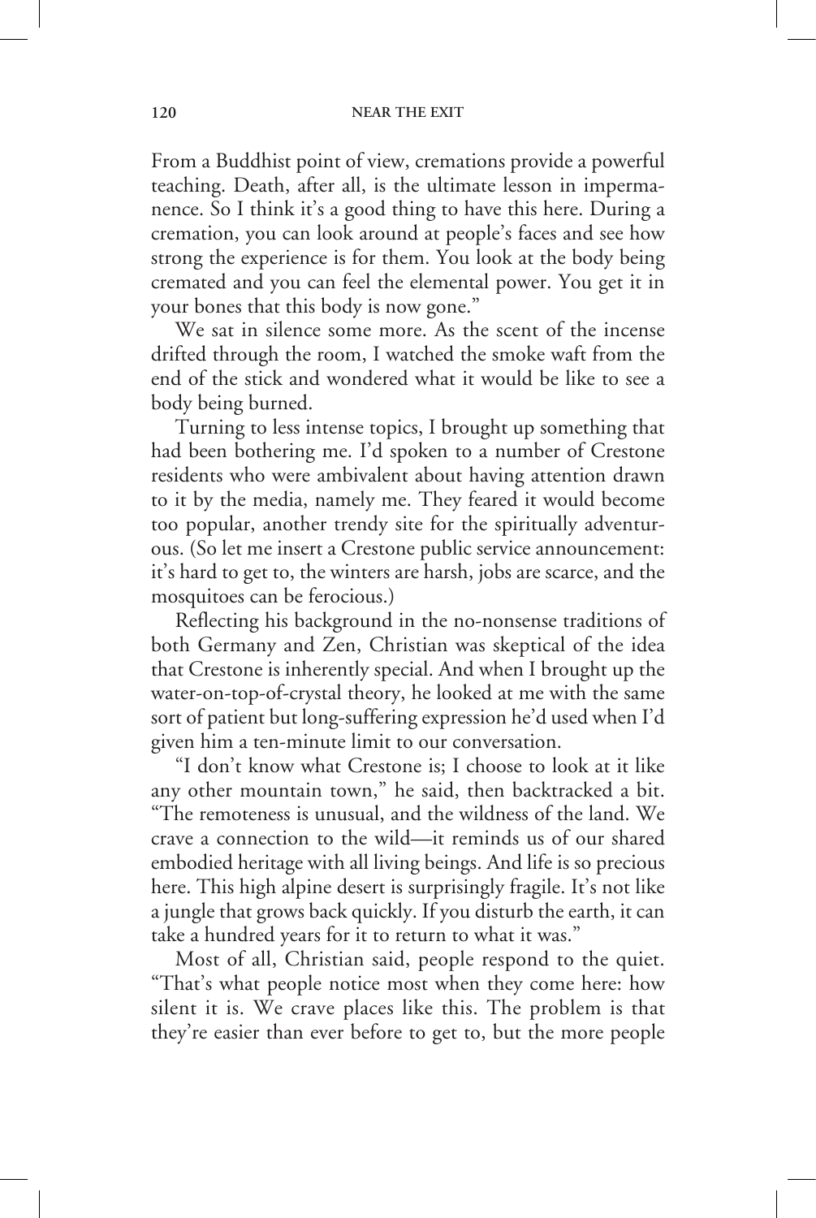From a Buddhist point of view, cremations provide a powerful teaching. Death, after all, is the ultimate lesson in impermanence. So I think it's a good thing to have this here. During a cremation, you can look around at people's faces and see how strong the experience is for them. You look at the body being cremated and you can feel the elemental power. You get it in your bones that this body is now gone."

We sat in silence some more. As the scent of the incense drifted through the room, I watched the smoke waft from the end of the stick and wondered what it would be like to see a body being burned.

Turning to less intense topics, I brought up something that had been bothering me. I'd spoken to a number of Crestone residents who were ambivalent about having attention drawn to it by the media, namely me. They feared it would become too popular, another trendy site for the spiritually adventurous. (So let me insert a Crestone public service announcement: it's hard to get to, the winters are harsh, jobs are scarce, and the mosquitoes can be ferocious.)

Reflecting his background in the no-nonsense traditions of both Germany and Zen, Christian was skeptical of the idea that Crestone is inherently special. And when I brought up the water-on-top-of-crystal theory, he looked at me with the same sort of patient but long-suffering expression he'd used when I'd given him a ten-minute limit to our conversation.

"I don't know what Crestone is; I choose to look at it like any other mountain town," he said, then backtracked a bit. "The remoteness is unusual, and the wildness of the land. We crave a connection to the wild—it reminds us of our shared embodied heritage with all living beings. And life is so precious here. This high alpine desert is surprisingly fragile. It's not like a jungle that grows back quickly. If you disturb the earth, it can take a hundred years for it to return to what it was."

Most of all, Christian said, people respond to the quiet. "That's what people notice most when they come here: how silent it is. We crave places like this. The problem is that they're easier than ever before to get to, but the more people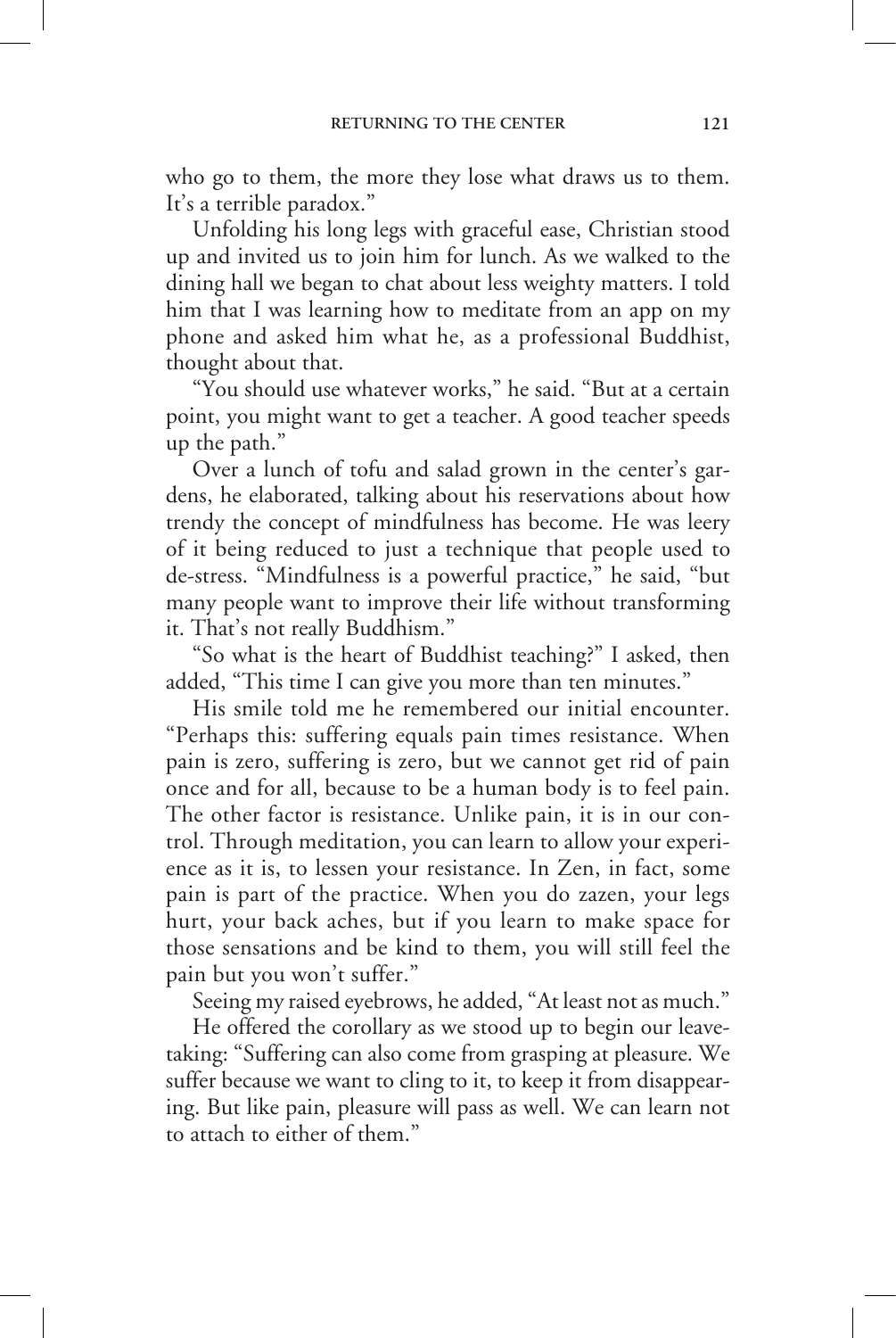who go to them, the more they lose what draws us to them. It's a terrible paradox."

Unfolding his long legs with graceful ease, Christian stood up and invited us to join him for lunch. As we walked to the dining hall we began to chat about less weighty matters. I told him that I was learning how to meditate from an app on my phone and asked him what he, as a professional Buddhist, thought about that.

"You should use whatever works," he said. "But at a certain point, you might want to get a teacher. A good teacher speeds up the path."

Over a lunch of tofu and salad grown in the center's gardens, he elaborated, talking about his reservations about how trendy the concept of mindfulness has become. He was leery of it being reduced to just a technique that people used to de-stress. "Mindfulness is a powerful practice," he said, "but many people want to improve their life without transforming it. That's not really Buddhism."

"So what is the heart of Buddhist teaching?" I asked, then added, "This time I can give you more than ten minutes."

His smile told me he remembered our initial encounter. "Perhaps this: suffering equals pain times resistance. When pain is zero, suffering is zero, but we cannot get rid of pain once and for all, because to be a human body is to feel pain. The other factor is resistance. Unlike pain, it is in our control. Through meditation, you can learn to allow your experience as it is, to lessen your resistance. In Zen, in fact, some pain is part of the practice. When you do zazen, your legs hurt, your back aches, but if you learn to make space for those sensations and be kind to them, you will still feel the pain but you won't suffer."

Seeing my raised eyebrows, he added, "At least not as much."

He offered the corollary as we stood up to begin our leave-taking: "Suffering can also come from grasping at pleasure. We suffer because we want to cling to it, to keep it from disappearing. But like pain, pleasure will pass as well. We can learn not to attach to either of them."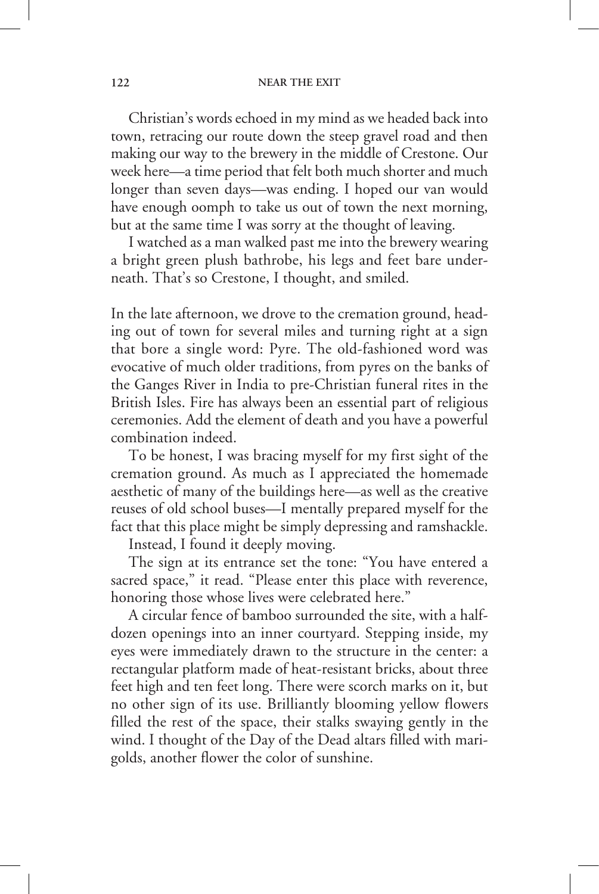Christian's words echoed in my mind as we headed back into town, retracing our route down the steep gravel road and then making our way to the brewery in the middle of Crestone. Our week here—a time period that felt both much shorter and much longer than seven days—was ending. I hoped our van would have enough oomph to take us out of town the next morning, but at the same time I was sorry at the thought of leaving.

I watched as a man walked past me into the brewery wearing a bright green plush bathrobe, his legs and feet bare underneath. That's so Crestone, I thought, and smiled.

In the late afternoon, we drove to the cremation ground, heading out of town for several miles and turning right at a sign that bore a single word: Pyre. The old-fashioned word was evocative of much older traditions, from pyres on the banks of the Ganges River in India to pre-Christian funeral rites in the British Isles. Fire has always been an essential part of religious ceremonies. Add the element of death and you have a powerful combination indeed.

To be honest, I was bracing myself for my first sight of the cremation ground. As much as I appreciated the homemade aesthetic of many of the buildings here—as well as the creative reuses of old school buses—I mentally prepared myself for the fact that this place might be simply depressing and ramshackle.

Instead, I found it deeply moving.

The sign at its entrance set the tone: "You have entered a sacred space," it read. "Please enter this place with reverence, honoring those whose lives were celebrated here."

A circular fence of bamboo surrounded the site, with a half-dozen openings into an inner courtyard. Stepping inside, my eyes were immediately drawn to the structure in the center: a rectangular platform made of heat-resistant bricks, about three feet high and ten feet long. There were scorch marks on it, but no other sign of its use. Brilliantly blooming yellow flowers filled the rest of the space, their stalks swaying gently in the wind. I thought of the Day of the Dead altars filled with marigolds, another flower the color of sunshine.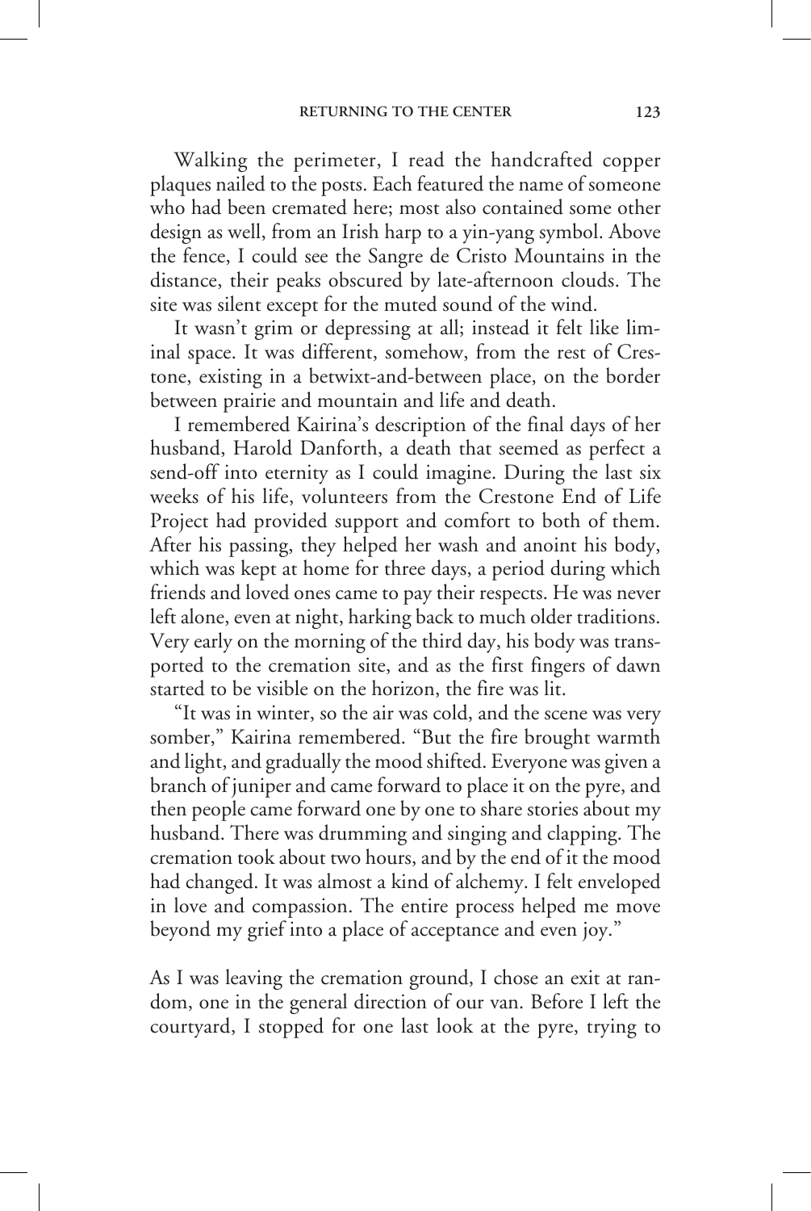Walking the perimeter, I read the handcrafted copper plaques nailed to the posts. Each featured the name of someone who had been cremated here; most also contained some other design as well, from an Irish harp to a yin-yang symbol. Above the fence, I could see the Sangre de Cristo Mountains in the distance, their peaks obscured by late-afternoon clouds. The site was silent except for the muted sound of the wind.

It wasn't grim or depressing at all; instead it felt like liminal space. It was different, somehow, from the rest of Crestone, existing in a betwixt-and-between place, on the border between prairie and mountain and life and death.

I remembered Kairina's description of the final days of her husband, Harold Danforth, a death that seemed as perfect a send-off into eternity as I could imagine. During the last six weeks of his life, volunteers from the Crestone End of Life Project had provided support and comfort to both of them. After his passing, they helped her wash and anoint his body, which was kept at home for three days, a period during which friends and loved ones came to pay their respects. He was never left alone, even at night, harking back to much older traditions. Very early on the morning of the third day, his body was transported to the cremation site, and as the first fingers of dawn started to be visible on the horizon, the fire was lit.

"It was in winter, so the air was cold, and the scene was very somber," Kairina remembered. "But the fire brought warmth and light, and gradually the mood shifted. Everyone was given a branch of juniper and came forward to place it on the pyre, and then people came forward one by one to share stories about my husband. There was drumming and singing and clapping. The cremation took about two hours, and by the end of it the mood had changed. It was almost a kind of alchemy. I felt enveloped in love and compassion. The entire process helped me move beyond my grief into a place of acceptance and even joy."

As I was leaving the cremation ground, I chose an exit at random, one in the general direction of our van. Before I left the courtyard, I stopped for one last look at the pyre, trying to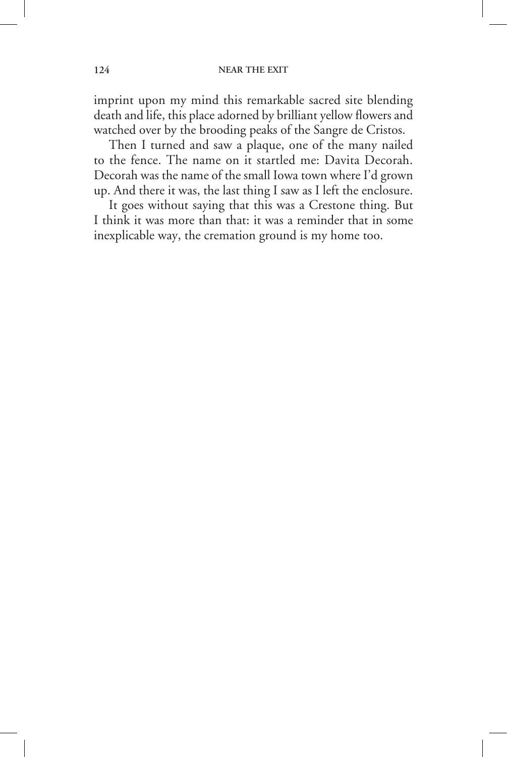imprint upon my mind this remarkable sacred site blending death and life, this place adorned by brilliant yellow flowers and watched over by the brooding peaks of the Sangre de Cristos.

Then I turned and saw a plaque, one of the many nailed to the fence. The name on it startled me: Davita Decorah. Decorah was the name of the small Iowa town where I'd grown up. And there it was, the last thing I saw as I left the enclosure.

It goes without saying that this was a Crestone thing. But I think it was more than that: it was a reminder that in some inexplicable way, the cremation ground is my home too.